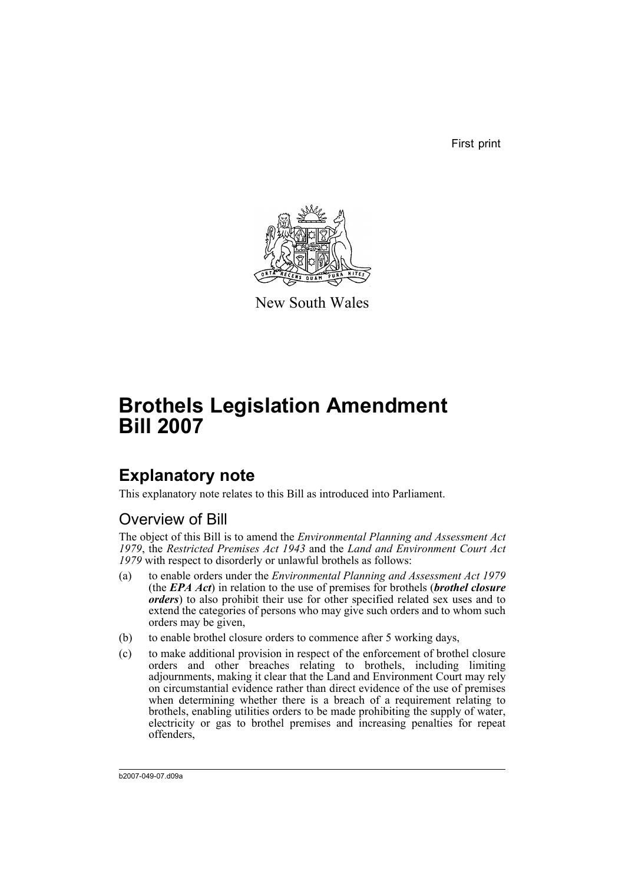First print

New South Wales

# Brothels Legislation Amendment Bill 2007

## Explanatory note

This explanatory note relates to this Bill as introduced into Parliament.

### Overview of Bill

The object of this Bill is to amend the *Environmental Planning and Assessment Act 1979*, the *Restricted Premises Act 1943* and the *Land and Environment Court Act 1979* with respect to disorderly or unlawful brothels as follows:

(a) to enable orders under the *Environmental Planning and Assessment Act 1979* (the ***EPA Act***) in relation to the use of premises for brothels (***brothel closure orders***) to also prohibit their use for other specified related sex uses and to extend the categories of persons who may give such orders and to whom such orders may be given,

(b) to enable brothel closure orders to commence after 5 working days,

(c) to make additional provision in respect of the enforcement of brothel closure orders and other breaches relating to brothels, including limiting adjournments, making it clear that the Land and Environment Court may rely on circumstantial evidence rather than direct evidence of the use of premises when determining whether there is a breach of a requirement relating to brothels, enabling utilities orders to be made prohibiting the supply of water, electricity or gas to brothel premises and increasing penalties for repeat offenders,

b2007-049-07.d09a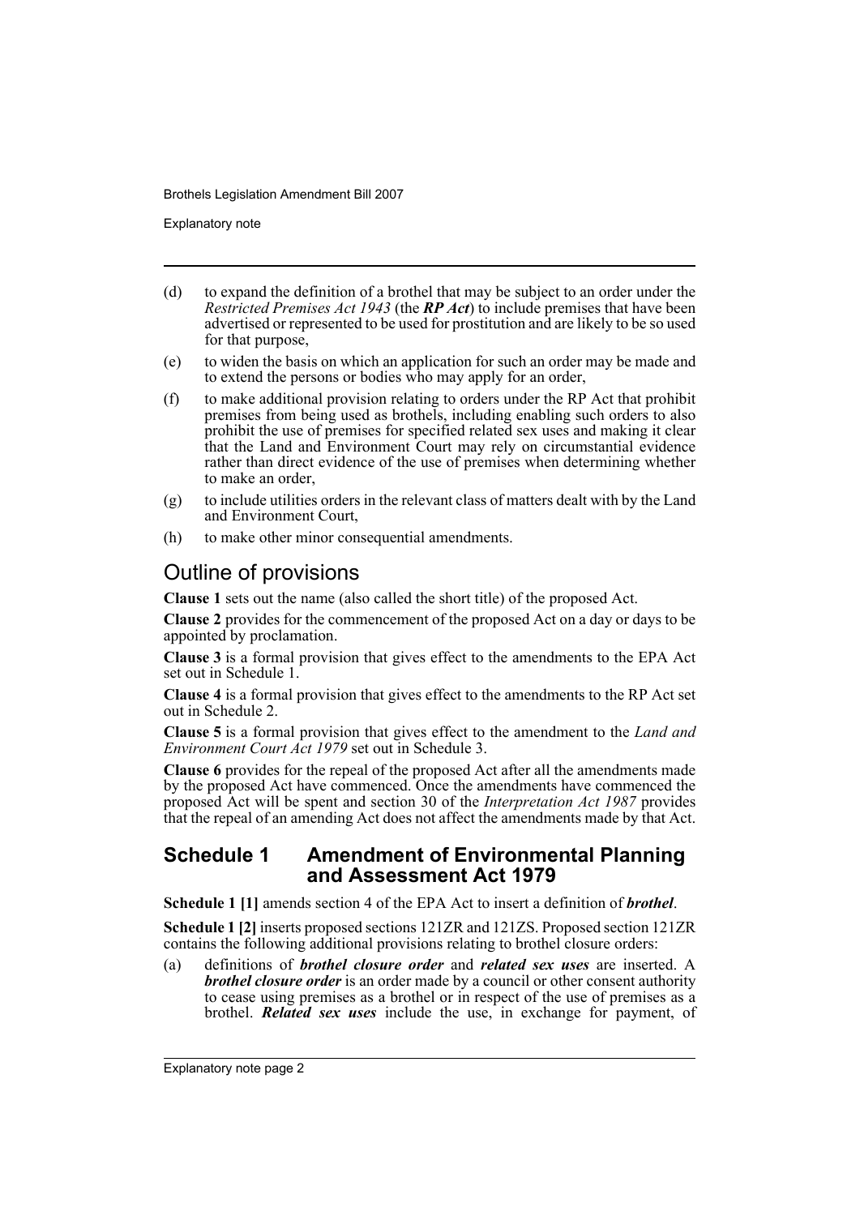(d) to expand the definition of a brothel that may be subject to an order under the *Restricted Premises Act 1943* (the ***RP Act***) to include premises that have been advertised or represented to be used for prostitution and are likely to be so used for that purpose,

(e) to widen the basis on which an application for such an order may be made and to extend the persons or bodies who may apply for an order,

(f) to make additional provision relating to orders under the RP Act that prohibit premises from being used as brothels, including enabling such orders to also prohibit the use of premises for specified related sex uses and making it clear that the Land and Environment Court may rely on circumstantial evidence rather than direct evidence of the use of premises when determining whether to make an order,

(g) to include utilities orders in the relevant class of matters dealt with by the Land and Environment Court,

(h) to make other minor consequential amendments.

## Outline of provisions

**Clause 1** sets out the name (also called the short title) of the proposed Act.

**Clause 2** provides for the commencement of the proposed Act on a day or days to be appointed by proclamation.

**Clause 3** is a formal provision that gives effect to the amendments to the EPA Act set out in Schedule 1.

**Clause 4** is a formal provision that gives effect to the amendments to the RP Act set out in Schedule 2.

**Clause 5** is a formal provision that gives effect to the amendment to the *Land and Environment Court Act 1979* set out in Schedule 3.

**Clause 6** provides for the repeal of the proposed Act after all the amendments made by the proposed Act have commenced. Once the amendments have commenced the proposed Act will be spent and section 30 of the *Interpretation Act 1987* provides that the repeal of an amending Act does not affect the amendments made by that Act.

## Schedule 1 Amendment of Environmental Planning and Assessment Act 1979

**Schedule 1 [1]** amends section 4 of the EPA Act to insert a definition of ***brothel***.

**Schedule 1 [2]** inserts proposed sections 121ZR and 121ZS. Proposed section 121ZR contains the following additional provisions relating to brothel closure orders:

(a) definitions of ***brothel closure order*** and ***related sex uses*** are inserted. A ***brothel closure order*** is an order made by a council or other consent authority to cease using premises as a brothel or in respect of the use of premises as a brothel. ***Related sex uses*** include the use, in exchange for payment, of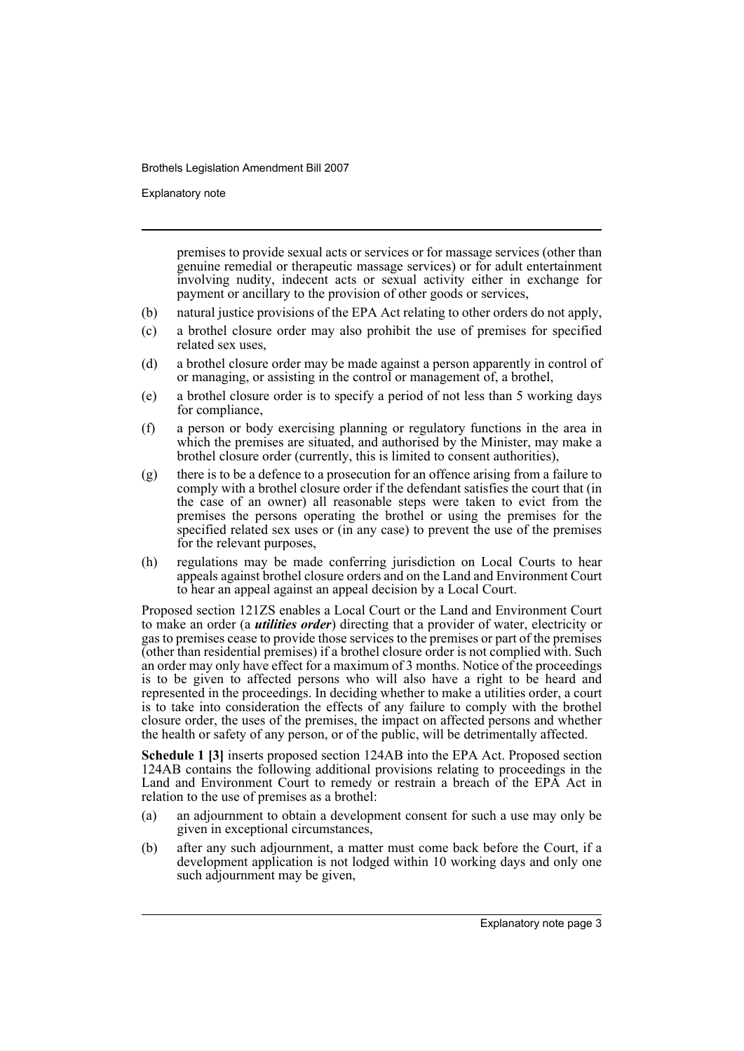premises to provide sexual acts or services or for massage services (other than genuine remedial or therapeutic massage services) or for adult entertainment involving nudity, indecent acts or sexual activity either in exchange for payment or ancillary to the provision of other goods or services,

(b) natural justice provisions of the EPA Act relating to other orders do not apply,

(c) a brothel closure order may also prohibit the use of premises for specified related sex uses,

(d) a brothel closure order may be made against a person apparently in control of or managing, or assisting in the control or management of, a brothel,

(e) a brothel closure order is to specify a period of not less than 5 working days for compliance,

(f) a person or body exercising planning or regulatory functions in the area in which the premises are situated, and authorised by the Minister, may make a brothel closure order (currently, this is limited to consent authorities),

(g) there is to be a defence to a prosecution for an offence arising from a failure to comply with a brothel closure order if the defendant satisfies the court that (in the case of an owner) all reasonable steps were taken to evict from the premises the persons operating the brothel or using the premises for the specified related sex uses or (in any case) to prevent the use of the premises for the relevant purposes,

(h) regulations may be made conferring jurisdiction on Local Courts to hear appeals against brothel closure orders and on the Land and Environment Court to hear an appeal against an appeal decision by a Local Court.

Proposed section 121ZS enables a Local Court or the Land and Environment Court to make an order (a ***utilities order***) directing that a provider of water, electricity or gas to premises cease to provide those services to the premises or part of the premises (other than residential premises) if a brothel closure order is not complied with. Such an order may only have effect for a maximum of 3 months. Notice of the proceedings is to be given to affected persons who will also have a right to be heard and represented in the proceedings. In deciding whether to make a utilities order, a court is to take into consideration the effects of any failure to comply with the brothel closure order, the uses of the premises, the impact on affected persons and whether the health or safety of any person, or of the public, will be detrimentally affected.

**Schedule 1 [3]** inserts proposed section 124AB into the EPA Act. Proposed section 124AB contains the following additional provisions relating to proceedings in the Land and Environment Court to remedy or restrain a breach of the EPA Act in relation to the use of premises as a brothel:

(a) an adjournment to obtain a development consent for such a use may only be given in exceptional circumstances,

(b) after any such adjournment, a matter must come back before the Court, if a development application is not lodged within 10 working days and only one such adjournment may be given,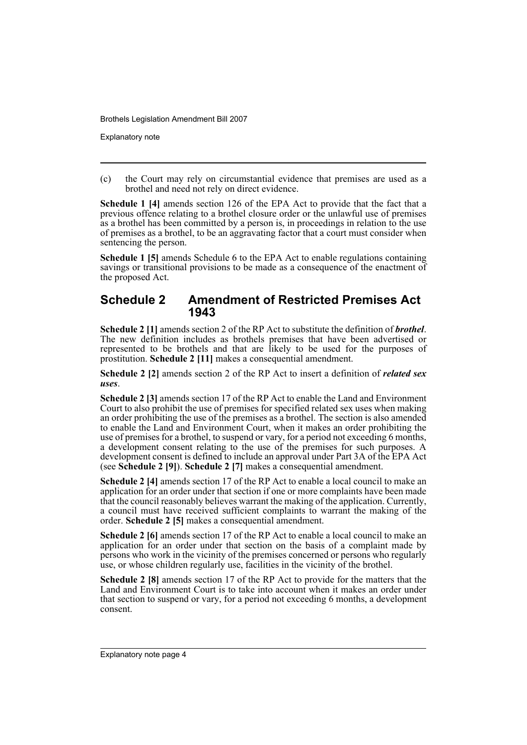(c) the Court may rely on circumstantial evidence that premises are used as a brothel and need not rely on direct evidence.

**Schedule 1 [4]** amends section 126 of the EPA Act to provide that the fact that a previous offence relating to a brothel closure order or the unlawful use of premises as a brothel has been committed by a person is, in proceedings in relation to the use of premises as a brothel, to be an aggravating factor that a court must consider when sentencing the person.

**Schedule 1 [5]** amends Schedule 6 to the EPA Act to enable regulations containing savings or transitional provisions to be made as a consequence of the enactment of the proposed Act.

## Schedule 2 Amendment of Restricted Premises Act 1943

**Schedule 2 [1]** amends section 2 of the RP Act to substitute the definition of ***brothel***. The new definition includes as brothels premises that have been advertised or represented to be brothels and that are likely to be used for the purposes of prostitution. **Schedule 2 [11]** makes a consequential amendment.

**Schedule 2 [2]** amends section 2 of the RP Act to insert a definition of ***related sex uses***.

**Schedule 2 [3]** amends section 17 of the RP Act to enable the Land and Environment Court to also prohibit the use of premises for specified related sex uses when making an order prohibiting the use of the premises as a brothel. The section is also amended to enable the Land and Environment Court, when it makes an order prohibiting the use of premises for a brothel, to suspend or vary, for a period not exceeding 6 months, a development consent relating to the use of the premises for such purposes. A development consent is defined to include an approval under Part 3A of the EPA Act (see **Schedule 2 [9]**). **Schedule 2 [7]** makes a consequential amendment.

**Schedule 2 [4]** amends section 17 of the RP Act to enable a local council to make an application for an order under that section if one or more complaints have been made that the council reasonably believes warrant the making of the application. Currently, a council must have received sufficient complaints to warrant the making of the order. **Schedule 2 [5]** makes a consequential amendment.

**Schedule 2 [6]** amends section 17 of the RP Act to enable a local council to make an application for an order under that section on the basis of a complaint made by persons who work in the vicinity of the premises concerned or persons who regularly use, or whose children regularly use, facilities in the vicinity of the brothel.

**Schedule 2 [8]** amends section 17 of the RP Act to provide for the matters that the Land and Environment Court is to take into account when it makes an order under that section to suspend or vary, for a period not exceeding 6 months, a development consent.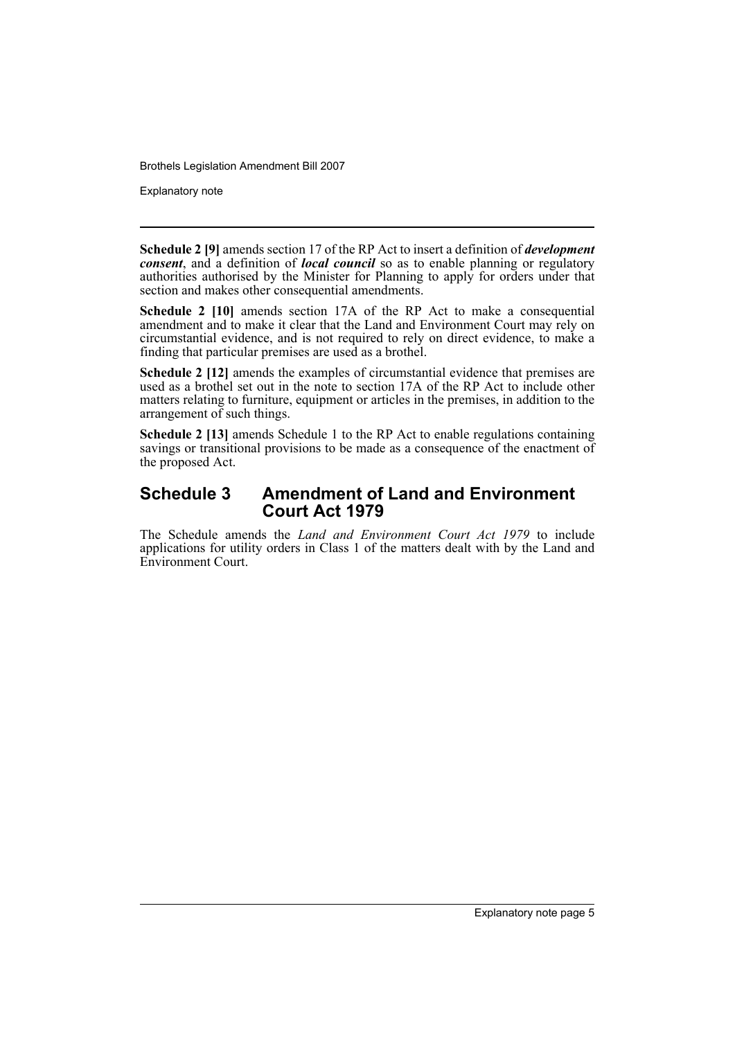**Schedule 2 [9]** amends section 17 of the RP Act to insert a definition of ***development consent***, and a definition of ***local council*** so as to enable planning or regulatory authorities authorised by the Minister for Planning to apply for orders under that section and makes other consequential amendments.

**Schedule 2 [10]** amends section 17A of the RP Act to make a consequential amendment and to make it clear that the Land and Environment Court may rely on circumstantial evidence, and is not required to rely on direct evidence, to make a finding that particular premises are used as a brothel.

**Schedule 2 [12]** amends the examples of circumstantial evidence that premises are used as a brothel set out in the note to section 17A of the RP Act to include other matters relating to furniture, equipment or articles in the premises, in addition to the arrangement of such things.

**Schedule 2 [13]** amends Schedule 1 to the RP Act to enable regulations containing savings or transitional provisions to be made as a consequence of the enactment of the proposed Act.

## Schedule 3 Amendment of Land and Environment Court Act 1979

The Schedule amends the *Land and Environment Court Act 1979* to include applications for utility orders in Class 1 of the matters dealt with by the Land and Environment Court.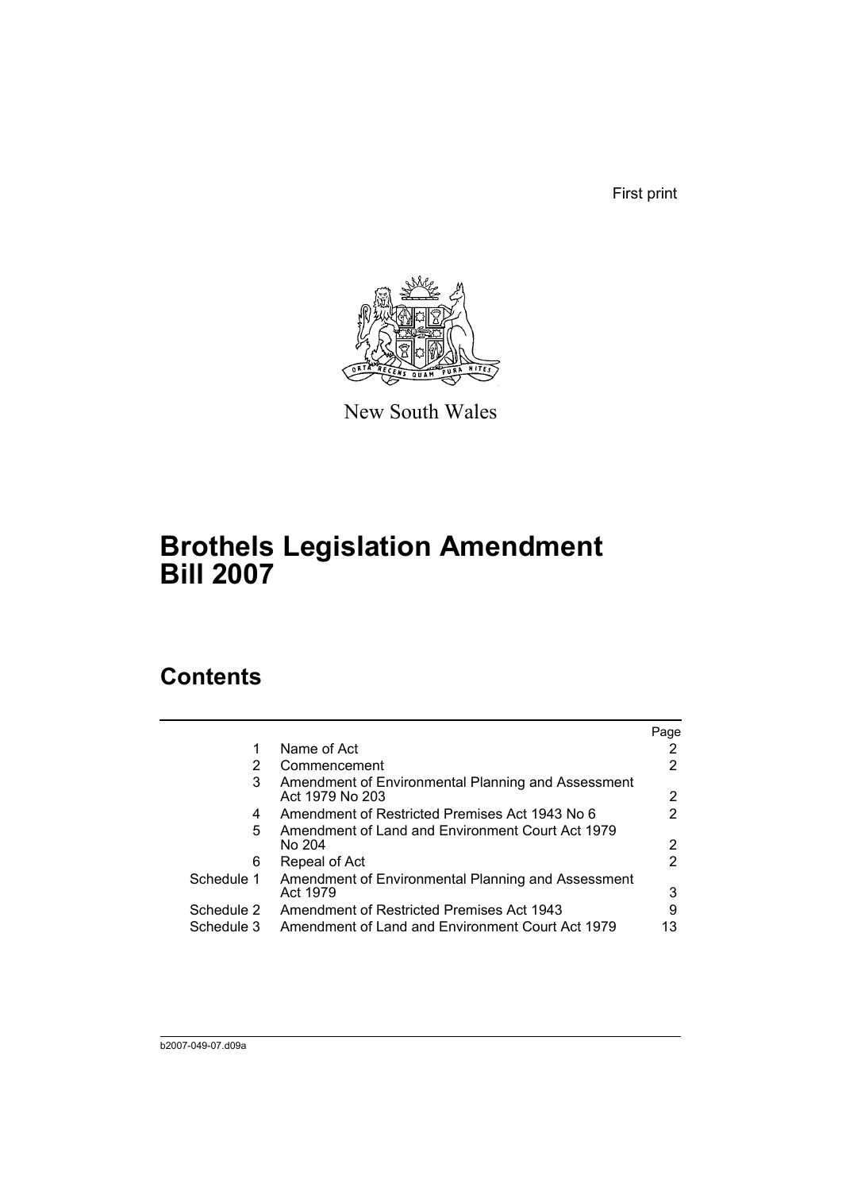First print

New South Wales

# Brothels Legislation Amendment Bill 2007

## Contents

| | | Page |
|---|---|---|
| 1 | Name of Act | 2 |
| 2 | Commencement | 2 |
| 3 | Amendment of Environmental Planning and Assessment Act 1979 No 203 | 2 |
| 4 | Amendment of Restricted Premises Act 1943 No 6 | 2 |
| 5 | Amendment of Land and Environment Court Act 1979 No 204 | 2 |
| 6 | Repeal of Act | 2 |
| Schedule 1 | Amendment of Environmental Planning and Assessment Act 1979 | 3 |
| Schedule 2 | Amendment of Restricted Premises Act 1943 | 9 |
| Schedule 3 | Amendment of Land and Environment Court Act 1979 | 13 |

b2007-049-07.d09a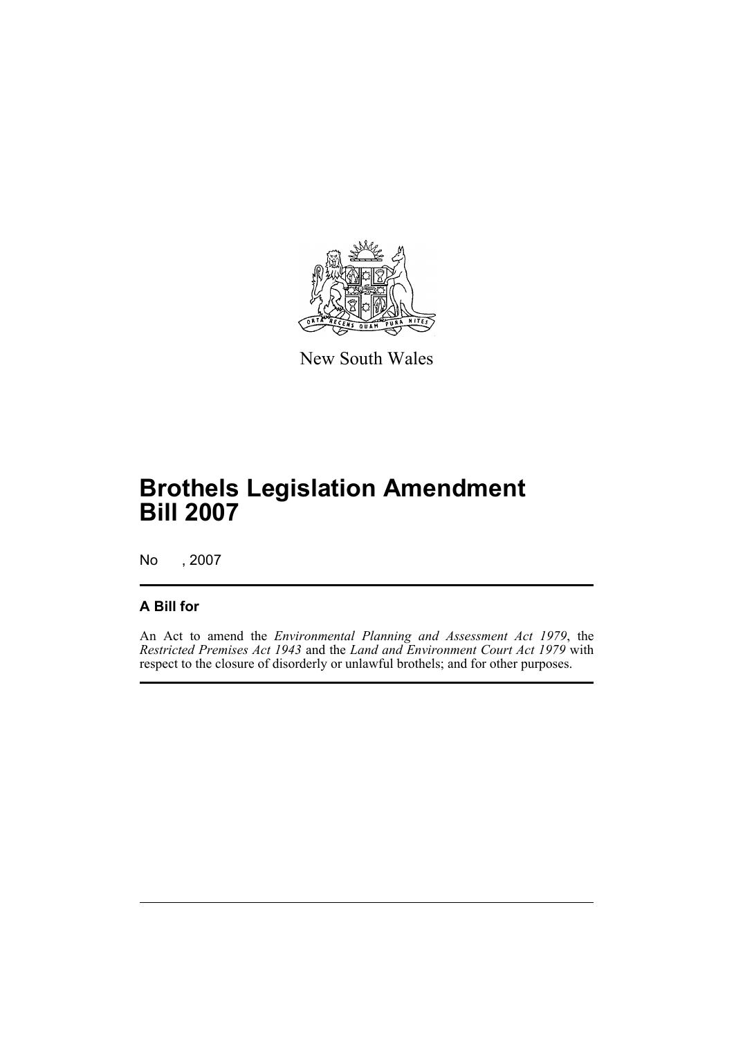New South Wales

# Brothels Legislation Amendment Bill 2007

No , 2007

## A Bill for

An Act to amend the *Environmental Planning and Assessment Act 1979*, the *Restricted Premises Act 1943* and the *Land and Environment Court Act 1979* with respect to the closure of disorderly or unlawful brothels; and for other purposes.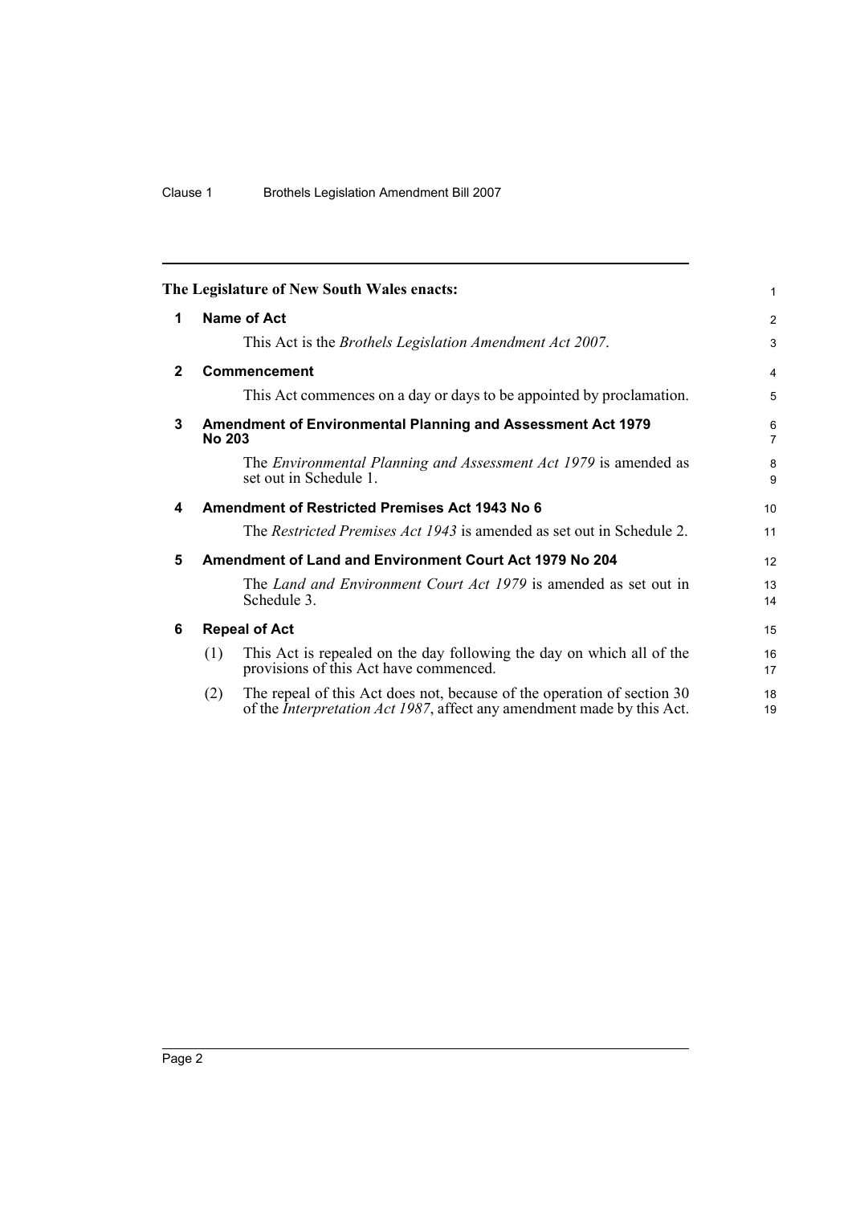**The Legislature of New South Wales enacts:**

## 1 Name of Act

This Act is the *Brothels Legislation Amendment Act 2007*.

## 2 Commencement

This Act commences on a day or days to be appointed by proclamation.

## 3 Amendment of Environmental Planning and Assessment Act 1979 No 203

The *Environmental Planning and Assessment Act 1979* is amended as set out in Schedule 1.

## 4 Amendment of Restricted Premises Act 1943 No 6

The *Restricted Premises Act 1943* is amended as set out in Schedule 2.

## 5 Amendment of Land and Environment Court Act 1979 No 204

The *Land and Environment Court Act 1979* is amended as set out in Schedule 3.

## 6 Repeal of Act

(1) This Act is repealed on the day following the day on which all of the provisions of this Act have commenced.

(2) The repeal of this Act does not, because of the operation of section 30 of the *Interpretation Act 1987*, affect any amendment made by this Act.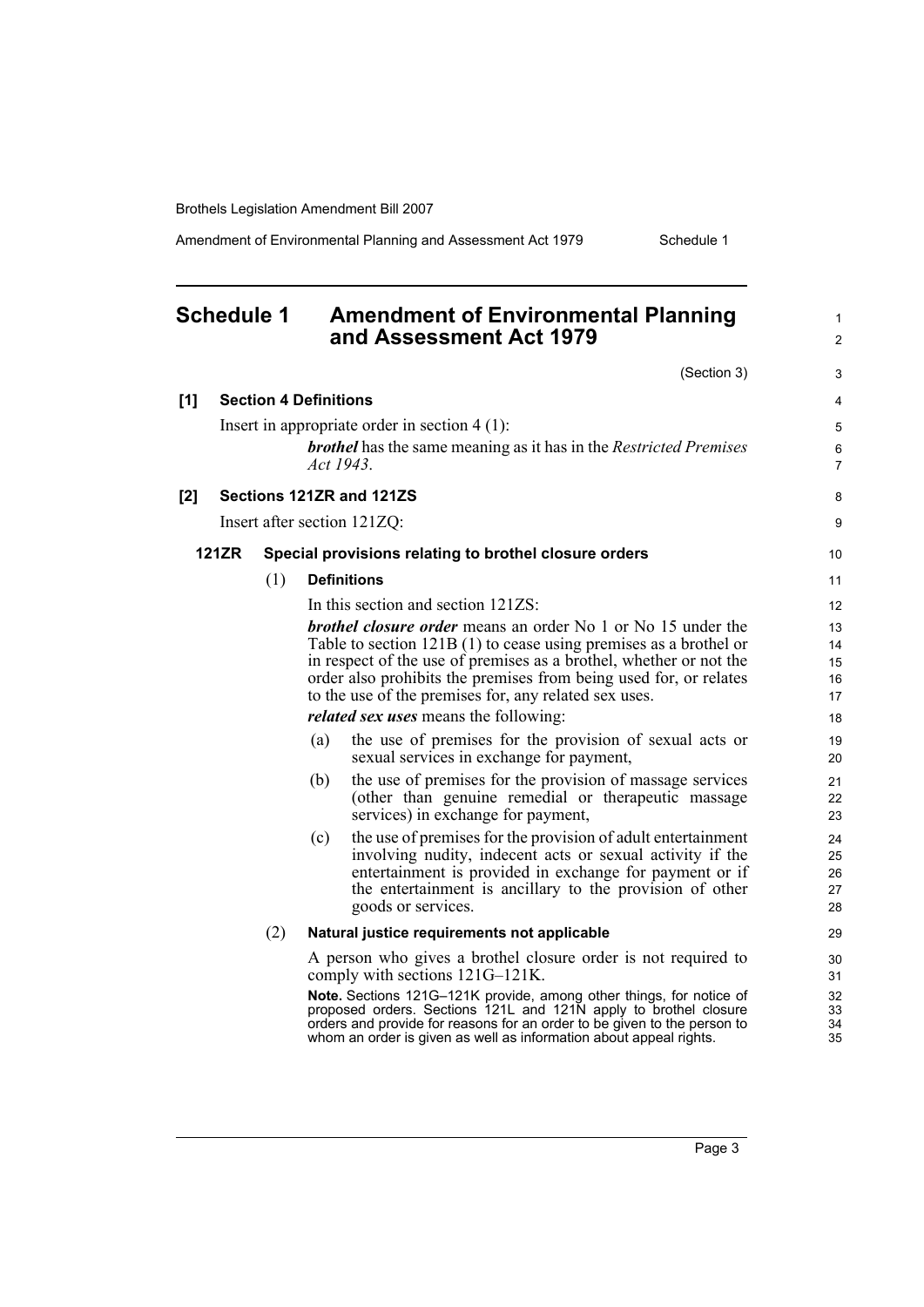# Schedule 1 Amendment of Environmental Planning and Assessment Act 1979

(Section 3)

**[1] Section 4 Definitions**

Insert in appropriate order in section 4 (1):

> ***brothel*** has the same meaning as it has in the *Restricted Premises Act 1943*.

**[2] Sections 121ZR and 121ZS**

Insert after section 121ZQ:

**121ZR Special provisions relating to brothel closure orders**

(1) **Definitions**

In this section and section 121ZS:

***brothel closure order*** means an order No 1 or No 15 under the Table to section 121B (1) to cease using premises as a brothel or in respect of the use of premises as a brothel, whether or not the order also prohibits the premises from being used for, or relates to the use of the premises for, any related sex uses.

***related sex uses*** means the following:

(a) the use of premises for the provision of sexual acts or sexual services in exchange for payment,

(b) the use of premises for the provision of massage services (other than genuine remedial or therapeutic massage services) in exchange for payment,

(c) the use of premises for the provision of adult entertainment involving nudity, indecent acts or sexual activity if the entertainment is provided in exchange for payment or if the entertainment is ancillary to the provision of other goods or services.

(2) **Natural justice requirements not applicable**

A person who gives a brothel closure order is not required to comply with sections 121G–121K.

**Note.** Sections 121G–121K provide, among other things, for notice of proposed orders. Sections 121L and 121N apply to brothel closure orders and provide for reasons for an order to be given to the person to whom an order is given as well as information about appeal rights.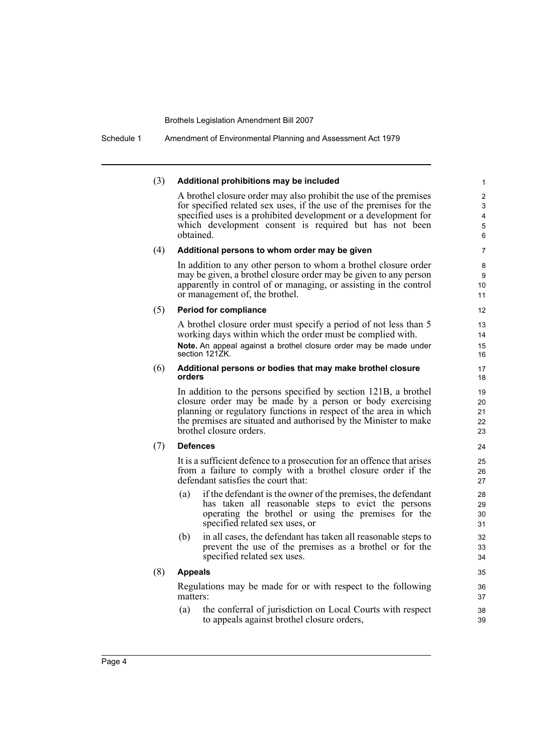(3) **Additional prohibitions may be included**

A brothel closure order may also prohibit the use of the premises for specified related sex uses, if the use of the premises for the specified uses is a prohibited development or a development for which development consent is required but has not been obtained.

(4) **Additional persons to whom order may be given**

In addition to any other person to whom a brothel closure order may be given, a brothel closure order may be given to any person apparently in control of or managing, or assisting in the control or management of, the brothel.

(5) **Period for compliance**

A brothel closure order must specify a period of not less than 5 working days within which the order must be complied with.

**Note.** An appeal against a brothel closure order may be made under section 121ZK.

(6) **Additional persons or bodies that may make brothel closure orders**

In addition to the persons specified by section 121B, a brothel closure order may be made by a person or body exercising planning or regulatory functions in respect of the area in which the premises are situated and authorised by the Minister to make brothel closure orders.

(7) **Defences**

It is a sufficient defence to a prosecution for an offence that arises from a failure to comply with a brothel closure order if the defendant satisfies the court that:

(a) if the defendant is the owner of the premises, the defendant has taken all reasonable steps to evict the persons operating the brothel or using the premises for the specified related sex uses, or

(b) in all cases, the defendant has taken all reasonable steps to prevent the use of the premises as a brothel or for the specified related sex uses.

(8) **Appeals**

Regulations may be made for or with respect to the following matters:

(a) the conferral of jurisdiction on Local Courts with respect to appeals against brothel closure orders,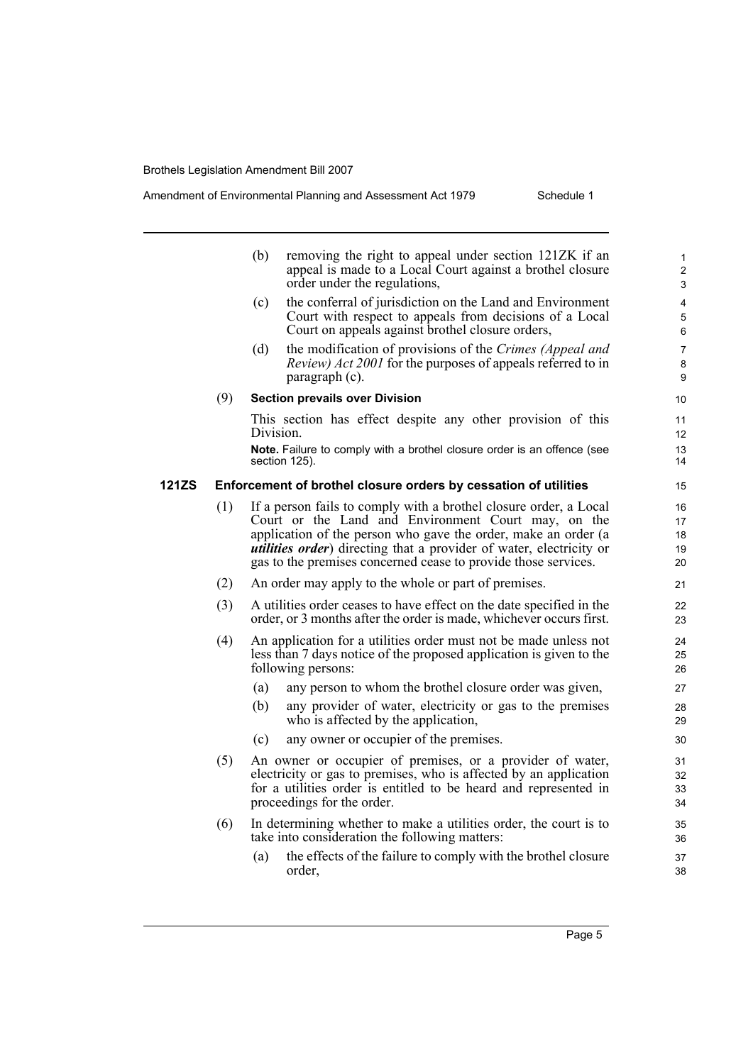(b) removing the right to appeal under section 121ZK if an appeal is made to a Local Court against a brothel closure order under the regulations,

(c) the conferral of jurisdiction on the Land and Environment Court with respect to appeals from decisions of a Local Court on appeals against brothel closure orders,

(d) the modification of provisions of the *Crimes (Appeal and Review) Act 2001* for the purposes of appeals referred to in paragraph (c).

(9) **Section prevails over Division**

This section has effect despite any other provision of this Division.

**Note.** Failure to comply with a brothel closure order is an offence (see section 125).

**121ZS Enforcement of brothel closure orders by cessation of utilities**

(1) If a person fails to comply with a brothel closure order, a Local Court or the Land and Environment Court may, on the application of the person who gave the order, make an order (a ***utilities order***) directing that a provider of water, electricity or gas to the premises concerned cease to provide those services.

(2) An order may apply to the whole or part of premises.

(3) A utilities order ceases to have effect on the date specified in the order, or 3 months after the order is made, whichever occurs first.

(4) An application for a utilities order must not be made unless not less than 7 days notice of the proposed application is given to the following persons:

(a) any person to whom the brothel closure order was given,

(b) any provider of water, electricity or gas to the premises who is affected by the application,

(c) any owner or occupier of the premises.

(5) An owner or occupier of premises, or a provider of water, electricity or gas to premises, who is affected by an application for a utilities order is entitled to be heard and represented in proceedings for the order.

(6) In determining whether to make a utilities order, the court is to take into consideration the following matters:

(a) the effects of the failure to comply with the brothel closure order,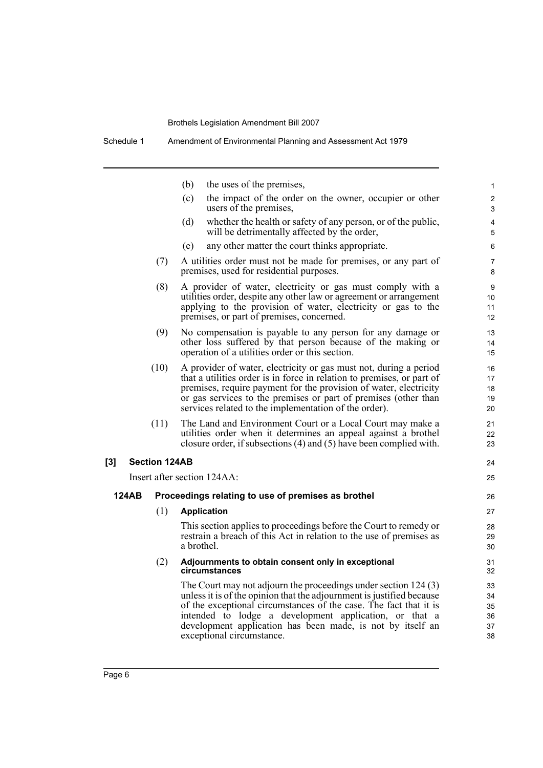(b) the uses of the premises,

(c) the impact of the order on the owner, occupier or other users of the premises,

(d) whether the health or safety of any person, or of the public, will be detrimentally affected by the order,

(e) any other matter the court thinks appropriate.

(7) A utilities order must not be made for premises, or any part of premises, used for residential purposes.

(8) A provider of water, electricity or gas must comply with a utilities order, despite any other law or agreement or arrangement applying to the provision of water, electricity or gas to the premises, or part of premises, concerned.

(9) No compensation is payable to any person for any damage or other loss suffered by that person because of the making or operation of a utilities order or this section.

(10) A provider of water, electricity or gas must not, during a period that a utilities order is in force in relation to premises, or part of premises, require payment for the provision of water, electricity or gas services to the premises or part of premises (other than services related to the implementation of the order).

(11) The Land and Environment Court or a Local Court may make a utilities order when it determines an appeal against a brothel closure order, if subsections (4) and (5) have been complied with.

**[3] Section 124AB**

Insert after section 124AA:

**124AB Proceedings relating to use of premises as brothel**

(1) **Application**

This section applies to proceedings before the Court to remedy or restrain a breach of this Act in relation to the use of premises as a brothel.

(2) **Adjournments to obtain consent only in exceptional circumstances**

The Court may not adjourn the proceedings under section 124 (3) unless it is of the opinion that the adjournment is justified because of the exceptional circumstances of the case. The fact that it is intended to lodge a development application, or that a development application has been made, is not by itself an exceptional circumstance.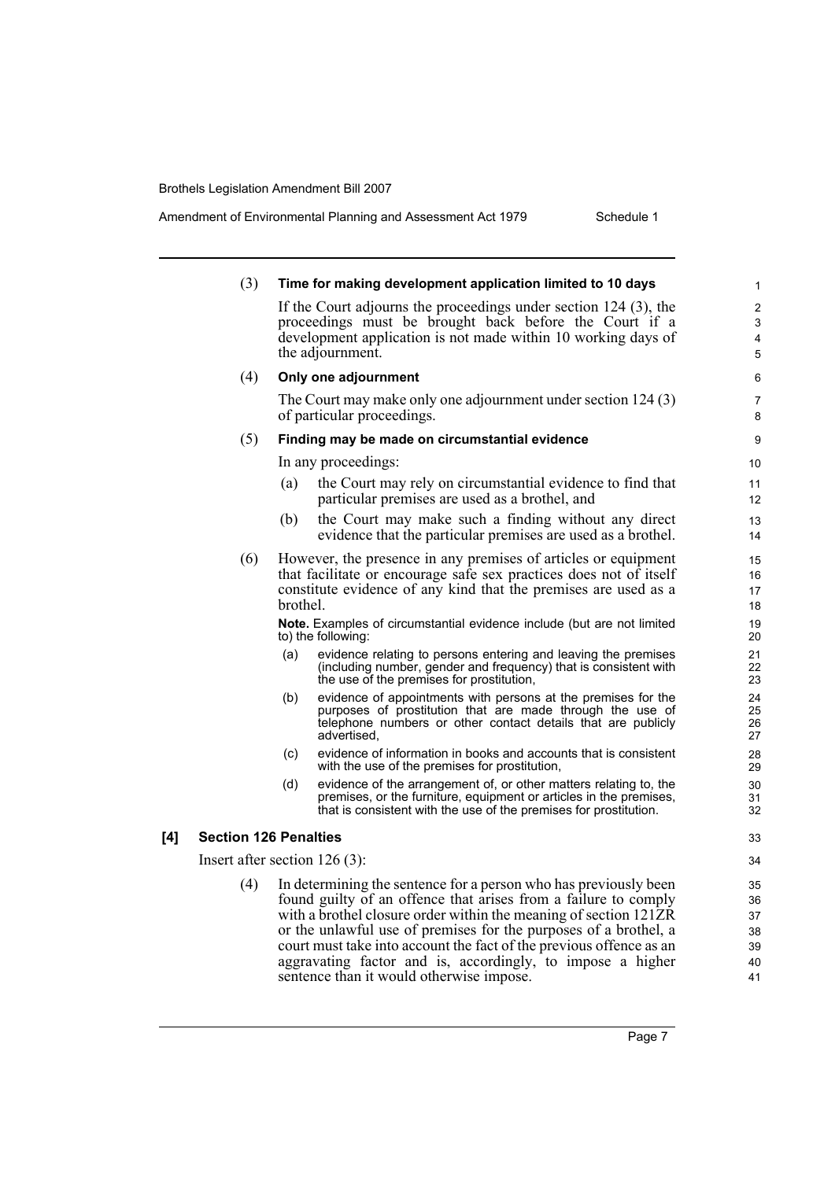(3) **Time for making development application limited to 10 days**

If the Court adjourns the proceedings under section 124 (3), the proceedings must be brought back before the Court if a development application is not made within 10 working days of the adjournment.

(4) **Only one adjournment**

The Court may make only one adjournment under section 124 (3) of particular proceedings.

(5) **Finding may be made on circumstantial evidence**

In any proceedings:

(a) the Court may rely on circumstantial evidence to find that particular premises are used as a brothel, and

(b) the Court may make such a finding without any direct evidence that the particular premises are used as a brothel.

(6) However, the presence in any premises of articles or equipment that facilitate or encourage safe sex practices does not of itself constitute evidence of any kind that the premises are used as a brothel.

**Note.** Examples of circumstantial evidence include (but are not limited to) the following:

(a) evidence relating to persons entering and leaving the premises (including number, gender and frequency) that is consistent with the use of the premises for prostitution,

(b) evidence of appointments with persons at the premises for the purposes of prostitution that are made through the use of telephone numbers or other contact details that are publicly advertised,

(c) evidence of information in books and accounts that is consistent with the use of the premises for prostitution,

(d) evidence of the arrangement of, or other matters relating to, the premises, or the furniture, equipment or articles in the premises, that is consistent with the use of the premises for prostitution.

**[4] Section 126 Penalties**

Insert after section 126 (3):

(4) In determining the sentence for a person who has previously been found guilty of an offence that arises from a failure to comply with a brothel closure order within the meaning of section 121ZR or the unlawful use of premises for the purposes of a brothel, a court must take into account the fact of the previous offence as an aggravating factor and is, accordingly, to impose a higher sentence than it would otherwise impose.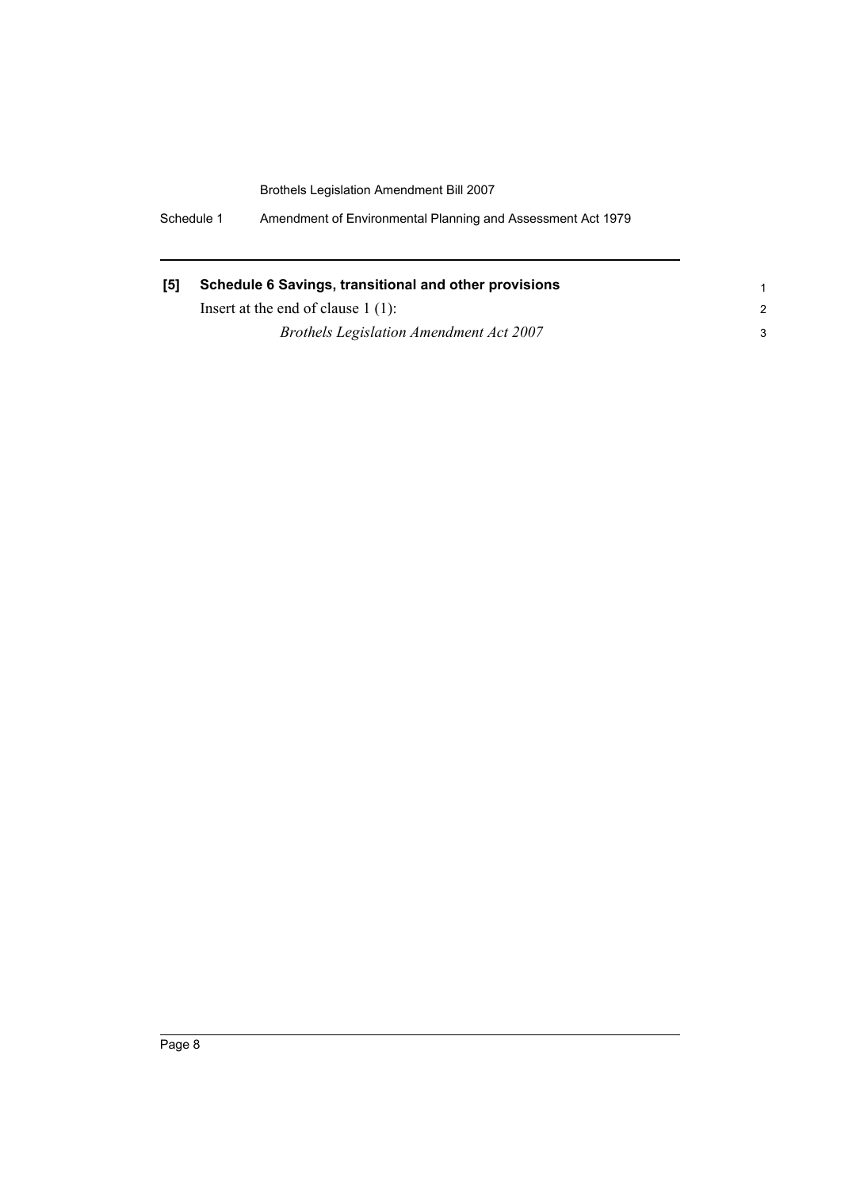**[5] Schedule 6 Savings, transitional and other provisions**

Insert at the end of clause 1 (1):

*Brothels Legislation Amendment Act 2007*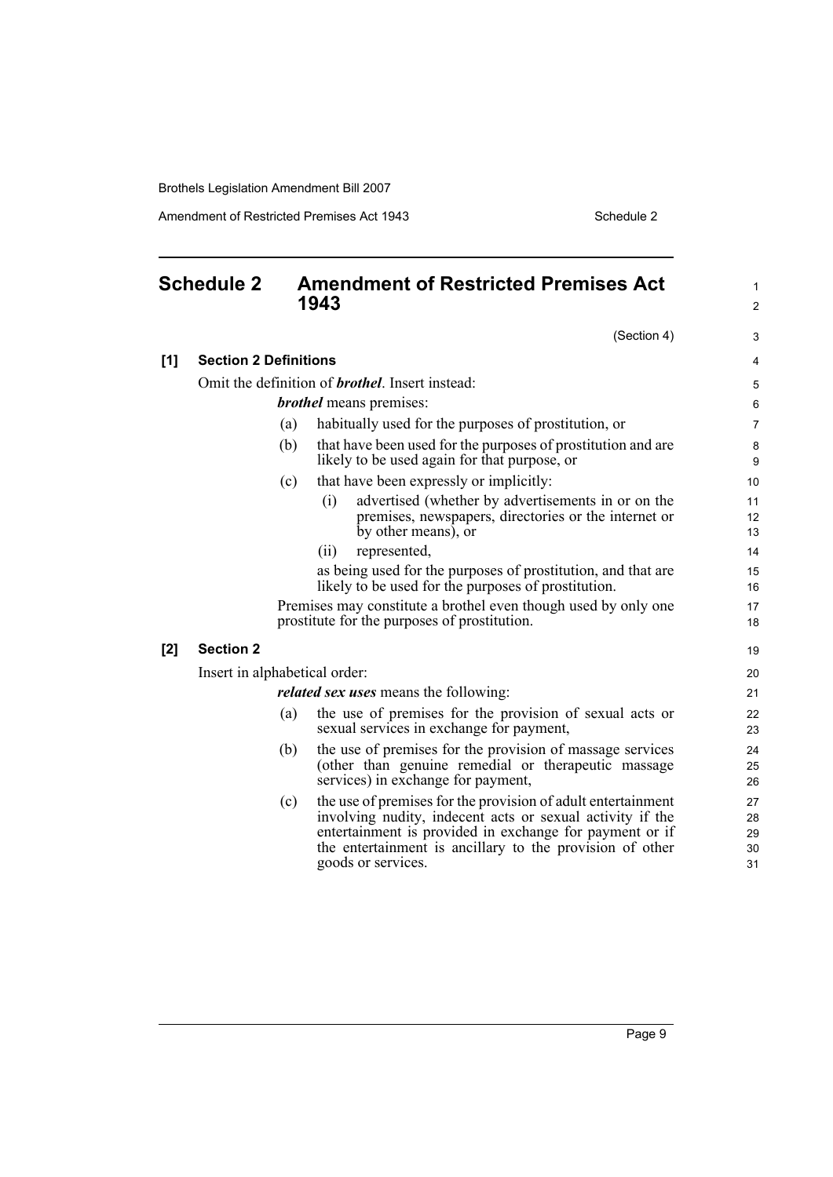## Schedule 2 Amendment of Restricted Premises Act 1943

(Section 4)

**[1] Section 2 Definitions**

Omit the definition of ***brothel***. Insert instead:

***brothel*** means premises:

(a) habitually used for the purposes of prostitution, or

(b) that have been used for the purposes of prostitution and are likely to be used again for that purpose, or

(c) that have been expressly or implicitly:

(i) advertised (whether by advertisements in or on the premises, newspapers, directories or the internet or by other means), or

(ii) represented,

as being used for the purposes of prostitution, and that are likely to be used for the purposes of prostitution.

Premises may constitute a brothel even though used by only one prostitute for the purposes of prostitution.

**[2] Section 2**

Insert in alphabetical order:

***related sex uses*** means the following:

(a) the use of premises for the provision of sexual acts or sexual services in exchange for payment,

(b) the use of premises for the provision of massage services (other than genuine remedial or therapeutic massage services) in exchange for payment,

(c) the use of premises for the provision of adult entertainment involving nudity, indecent acts or sexual activity if the entertainment is provided in exchange for payment or if the entertainment is ancillary to the provision of other goods or services.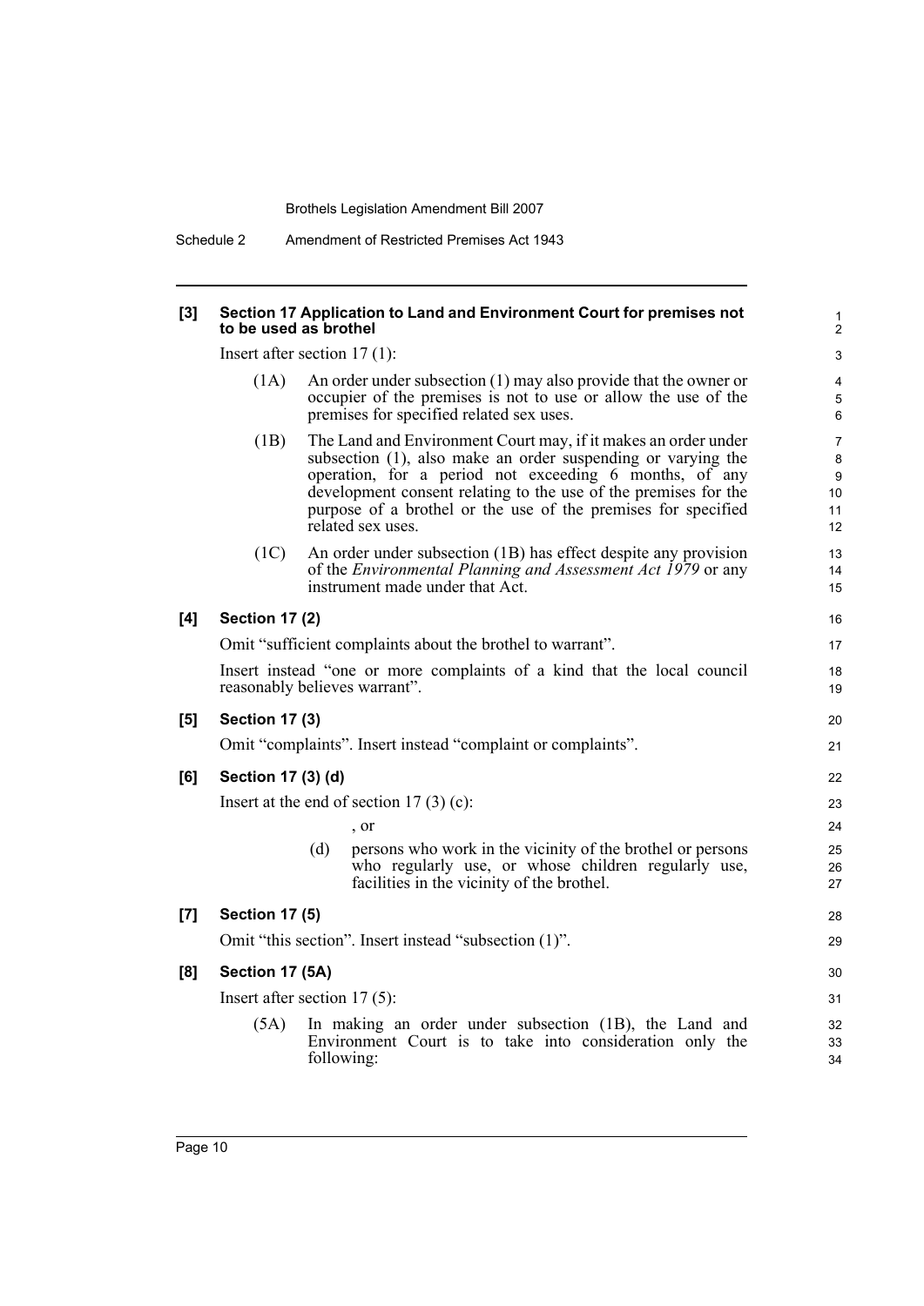**[3] Section 17 Application to Land and Environment Court for premises not to be used as brothel**

Insert after section 17 (1):

(1A) An order under subsection (1) may also provide that the owner or occupier of the premises is not to use or allow the use of the premises for specified related sex uses.

(1B) The Land and Environment Court may, if it makes an order under subsection (1), also make an order suspending or varying the operation, for a period not exceeding 6 months, of any development consent relating to the use of the premises for the purpose of a brothel or the use of the premises for specified related sex uses.

(1C) An order under subsection (1B) has effect despite any provision of the *Environmental Planning and Assessment Act 1979* or any instrument made under that Act.

**[4] Section 17 (2)**

Omit "sufficient complaints about the brothel to warrant".

Insert instead "one or more complaints of a kind that the local council reasonably believes warrant".

**[5] Section 17 (3)**

Omit "complaints". Insert instead "complaint or complaints".

**[6] Section 17 (3) (d)**

Insert at the end of section 17 (3) (c):

, or

(d) persons who work in the vicinity of the brothel or persons who regularly use, or whose children regularly use, facilities in the vicinity of the brothel.

**[7] Section 17 (5)**

Omit "this section". Insert instead "subsection (1)".

**[8] Section 17 (5A)**

Insert after section 17 (5):

(5A) In making an order under subsection (1B), the Land and Environment Court is to take into consideration only the following: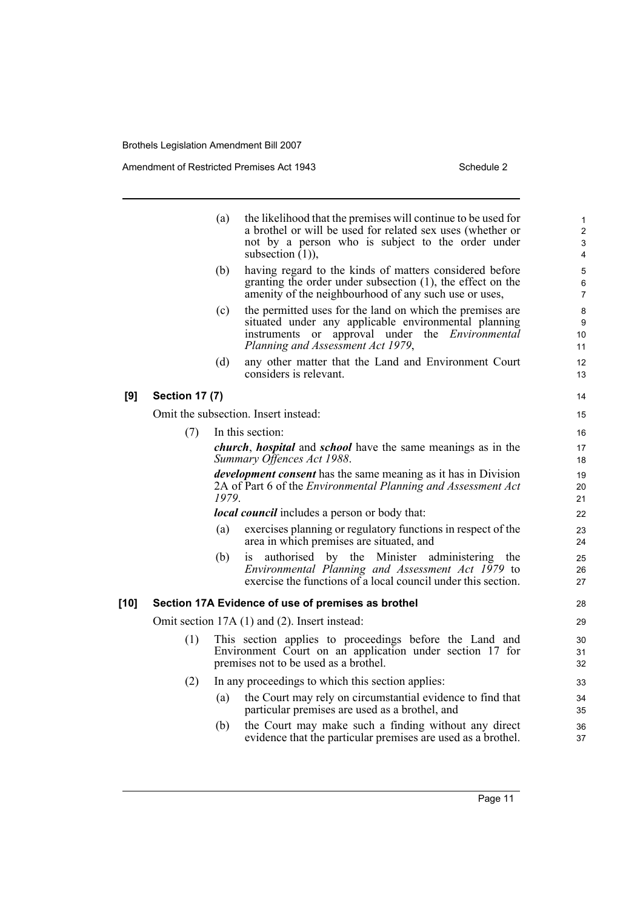(a) the likelihood that the premises will continue to be used for a brothel or will be used for related sex uses (whether or not by a person who is subject to the order under subsection (1)),

(b) having regard to the kinds of matters considered before granting the order under subsection (1), the effect on the amenity of the neighbourhood of any such use or uses,

(c) the permitted uses for the land on which the premises are situated under any applicable environmental planning instruments or approval under the *Environmental Planning and Assessment Act 1979*,

(d) any other matter that the Land and Environment Court considers is relevant.

**[9] Section 17 (7)**

Omit the subsection. Insert instead:

(7) In this section:

***church***, ***hospital*** and ***school*** have the same meanings as in the *Summary Offences Act 1988*.

***development consent*** has the same meaning as it has in Division 2A of Part 6 of the *Environmental Planning and Assessment Act 1979*.

***local council*** includes a person or body that:

(a) exercises planning or regulatory functions in respect of the area in which premises are situated, and

(b) is authorised by the Minister administering the *Environmental Planning and Assessment Act 1979* to exercise the functions of a local council under this section.

**[10] Section 17A Evidence of use of premises as brothel**

Omit section 17A (1) and (2). Insert instead:

(1) This section applies to proceedings before the Land and Environment Court on an application under section 17 for premises not to be used as a brothel.

(2) In any proceedings to which this section applies:

(a) the Court may rely on circumstantial evidence to find that particular premises are used as a brothel, and

(b) the Court may make such a finding without any direct evidence that the particular premises are used as a brothel.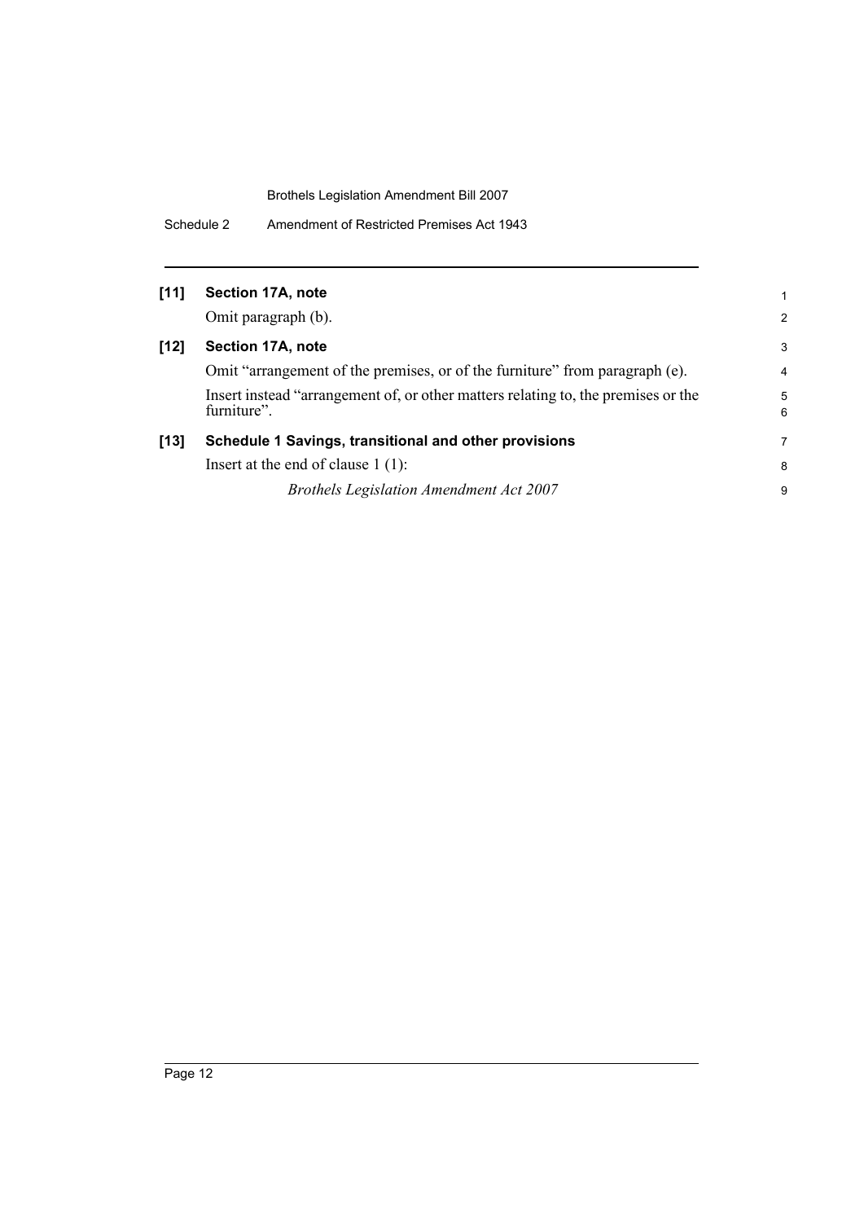**[11] Section 17A, note**

Omit paragraph (b).

**[12] Section 17A, note**

Omit “arrangement of the premises, or of the furniture” from paragraph (e).

Insert instead “arrangement of, or other matters relating to, the premises or the furniture”.

**[13] Schedule 1 Savings, transitional and other provisions**

Insert at the end of clause 1 (1):

*Brothels Legislation Amendment Act 2007*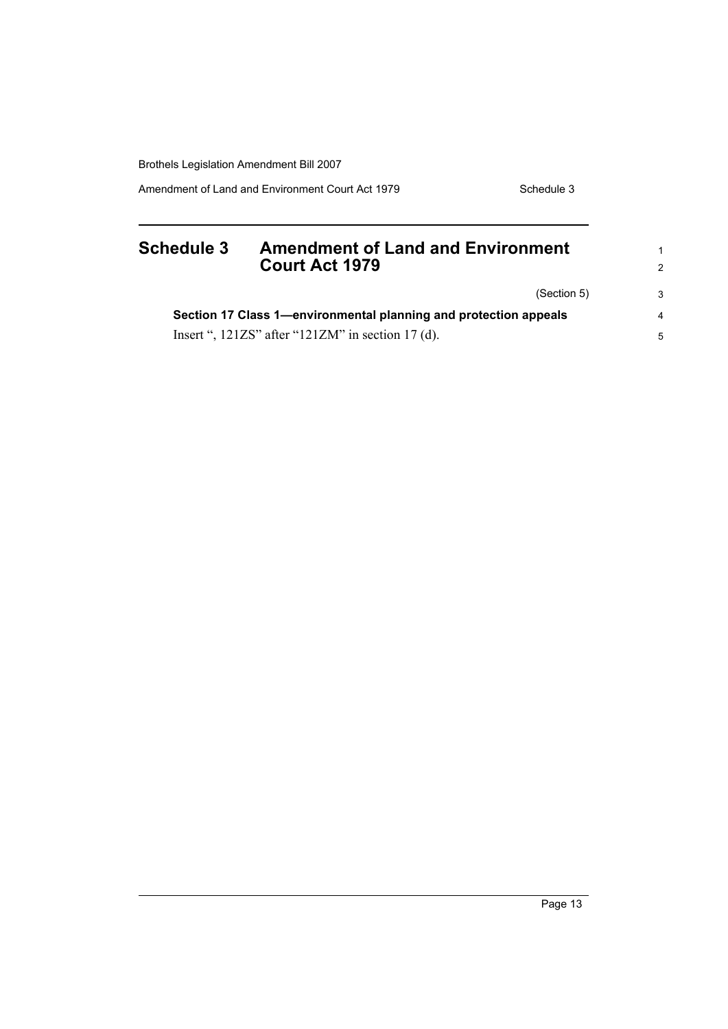## Schedule 3 Amendment of Land and Environment Court Act 1979

(Section 5)

**Section 17 Class 1—environmental planning and protection appeals**

Insert ", 121ZS" after "121ZM" in section 17 (d).